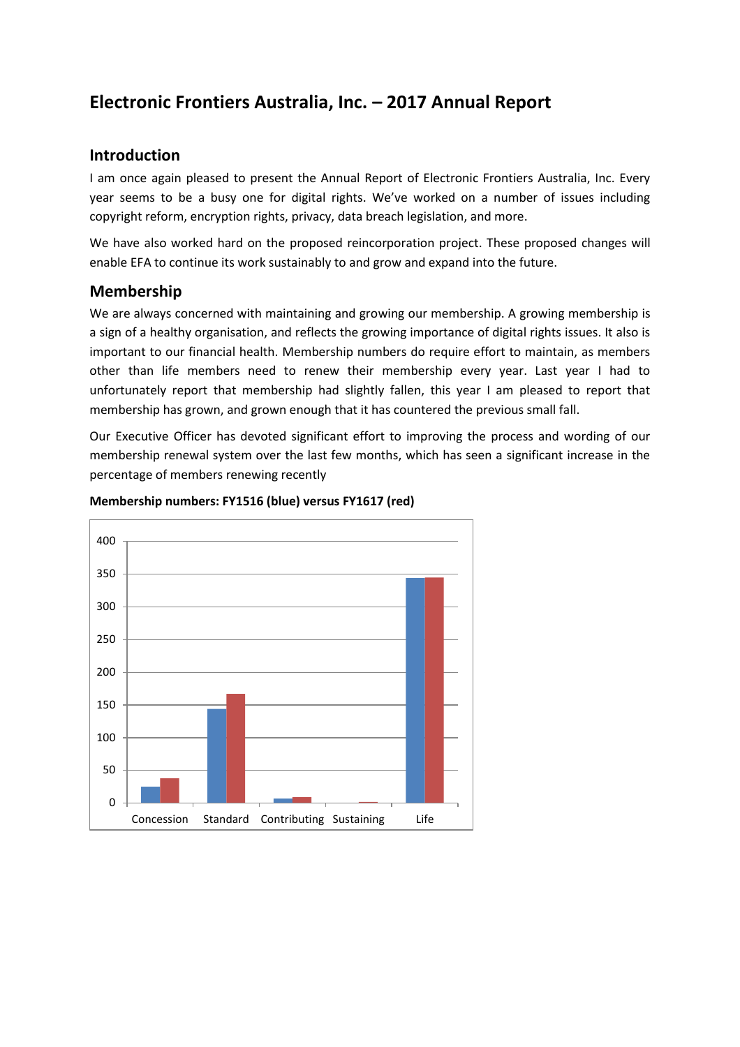# Electronic Frontiers Australia, Inc. – 2017 Annual Report

## Introduction

I am once again pleased to present the Annual Report of Electronic Frontiers Australia, Inc. Every year seems to be a busy one for digital rights. We've worked on a number of issues including copyright reform, encryption rights, privacy, data breach legislation, and more.

We have also worked hard on the proposed reincorporation project. These proposed changes will enable EFA to continue its work sustainably to and grow and expand into the future.

## Membership

We are always concerned with maintaining and growing our membership. A growing membership is a sign of a healthy organisation, and reflects the growing importance of digital rights issues. It also is important to our financial health. Membership numbers do require effort to maintain, as members other than life members need to renew their membership every year. Last year I had to unfortunately report that membership had slightly fallen, this year I am pleased to report that membership has grown, and grown enough that it has countered the previous small fall.

Our Executive Officer has devoted significant effort to improving the process and wording of our membership renewal system over the last few months, which has seen a significant increase in the percentage of members renewing recently

**Membership numbers: FY1516 (blue) versus FY1617 (red)**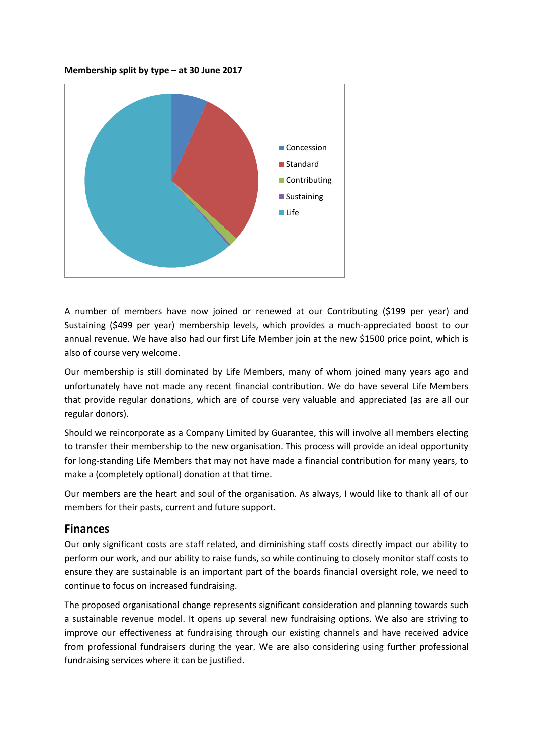**Membership split by type – at 30 June 2017**

A number of members have now joined or renewed at our Contributing ($199 per year) and Sustaining ($499 per year) membership levels, which provides a much-appreciated boost to our annual revenue. We have also had our first Life Member join at the new $1500 price point, which is also of course very welcome.

Our membership is still dominated by Life Members, many of whom joined many years ago and unfortunately have not made any recent financial contribution. We do have several Life Members that provide regular donations, which are of course very valuable and appreciated (as are all our regular donors).

Should we reincorporate as a Company Limited by Guarantee, this will involve all members electing to transfer their membership to the new organisation. This process will provide an ideal opportunity for long-standing Life Members that may not have made a financial contribution for many years, to make a (completely optional) donation at that time.

Our members are the heart and soul of the organisation. As always, I would like to thank all of our members for their pasts, current and future support.

## Finances

Our only significant costs are staff related, and diminishing staff costs directly impact our ability to perform our work, and our ability to raise funds, so while continuing to closely monitor staff costs to ensure they are sustainable is an important part of the boards financial oversight role, we need to continue to focus on increased fundraising.

The proposed organisational change represents significant consideration and planning towards such a sustainable revenue model. It opens up several new fundraising options. We also are striving to improve our effectiveness at fundraising through our existing channels and have received advice from professional fundraisers during the year. We are also considering using further professional fundraising services where it can be justified.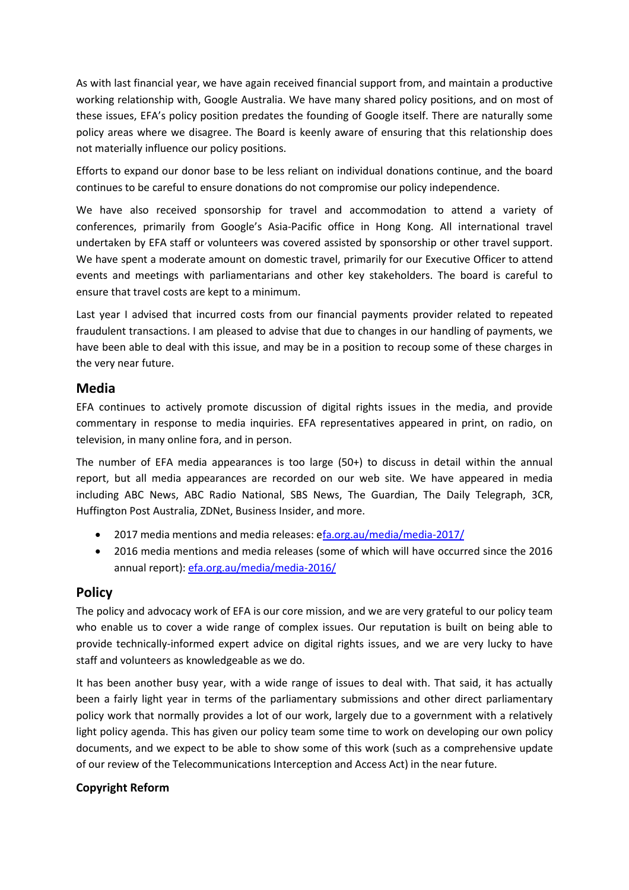As with last financial year, we have again received financial support from, and maintain a productive working relationship with, Google Australia. We have many shared policy positions, and on most of these issues, EFA's policy position predates the founding of Google itself. There are naturally some policy areas where we disagree. The Board is keenly aware of ensuring that this relationship does not materially influence our policy positions.

Efforts to expand our donor base to be less reliant on individual donations continue, and the board continues to be careful to ensure donations do not compromise our policy independence.

We have also received sponsorship for travel and accommodation to attend a variety of conferences, primarily from Google's Asia-Pacific office in Hong Kong. All international travel undertaken by EFA staff or volunteers was covered assisted by sponsorship or other travel support. We have spent a moderate amount on domestic travel, primarily for our Executive Officer to attend events and meetings with parliamentarians and other key stakeholders. The board is careful to ensure that travel costs are kept to a minimum.

Last year I advised that incurred costs from our financial payments provider related to repeated fraudulent transactions. I am pleased to advise that due to changes in our handling of payments, we have been able to deal with this issue, and may be in a position to recoup some of these charges in the very near future.

## Media

EFA continues to actively promote discussion of digital rights issues in the media, and provide commentary in response to media inquiries. EFA representatives appeared in print, on radio, on television, in many online fora, and in person.

The number of EFA media appearances is too large (50+) to discuss in detail within the annual report, but all media appearances are recorded on our web site. We have appeared in media including ABC News, ABC Radio National, SBS News, The Guardian, The Daily Telegraph, 3CR, Huffington Post Australia, ZDNet, Business Insider, and more.

- 2017 media mentions and media releases: efa.org.au/media/media-2017/
- 2016 media mentions and media releases (some of which will have occurred since the 2016 annual report): efa.org.au/media/media-2016/

## Policy

The policy and advocacy work of EFA is our core mission, and we are very grateful to our policy team who enable us to cover a wide range of complex issues. Our reputation is built on being able to provide technically-informed expert advice on digital rights issues, and we are very lucky to have staff and volunteers as knowledgeable as we do.

It has been another busy year, with a wide range of issues to deal with. That said, it has actually been a fairly light year in terms of the parliamentary submissions and other direct parliamentary policy work that normally provides a lot of our work, largely due to a government with a relatively light policy agenda. This has given our policy team some time to work on developing our own policy documents, and we expect to be able to show some of this work (such as a comprehensive update of our review of the Telecommunications Interception and Access Act) in the near future.

### Copyright Reform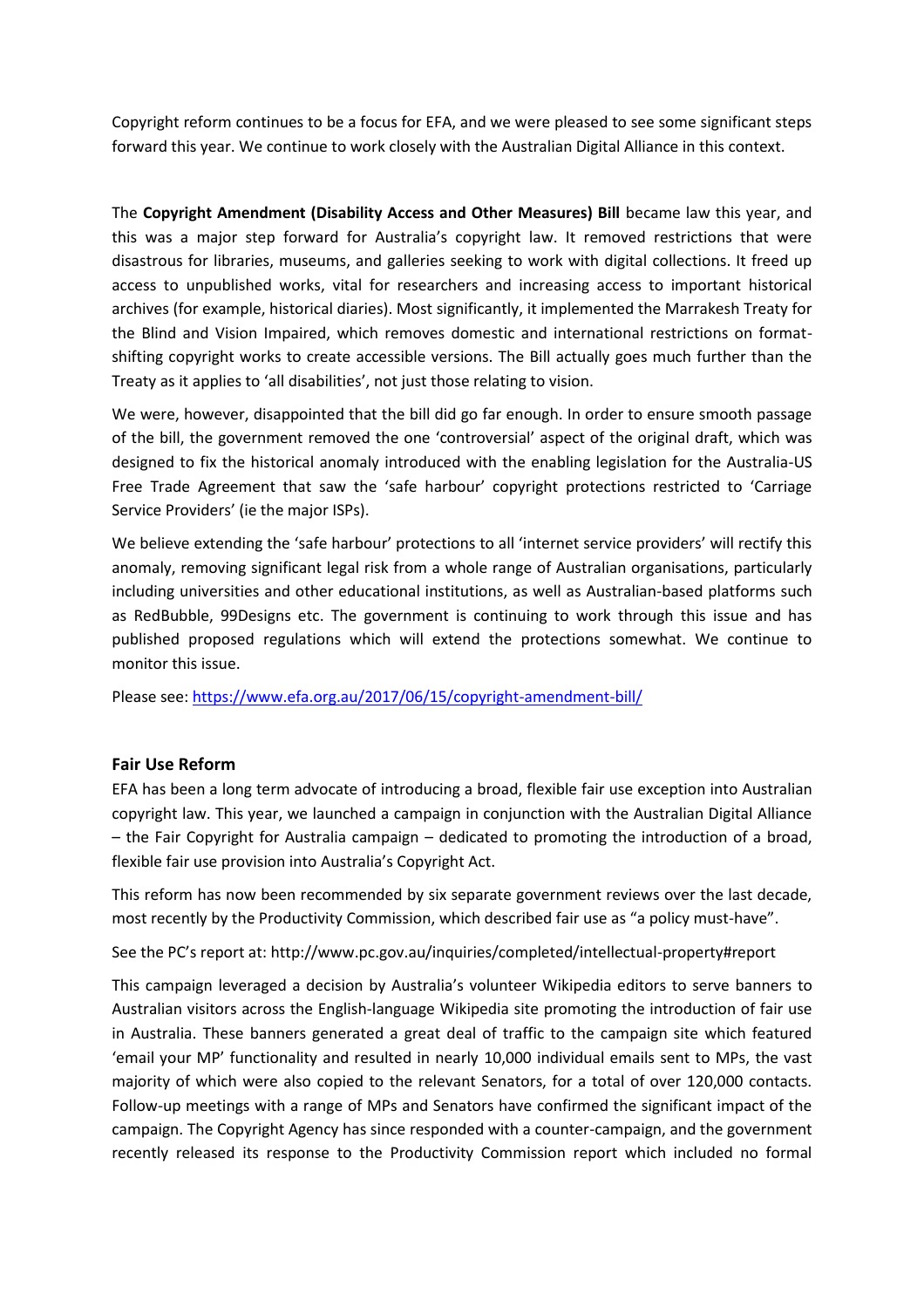Copyright reform continues to be a focus for EFA, and we were pleased to see some significant steps forward this year. We continue to work closely with the Australian Digital Alliance in this context.

The **Copyright Amendment (Disability Access and Other Measures) Bill** became law this year, and this was a major step forward for Australia's copyright law. It removed restrictions that were disastrous for libraries, museums, and galleries seeking to work with digital collections. It freed up access to unpublished works, vital for researchers and increasing access to important historical archives (for example, historical diaries). Most significantly, it implemented the Marrakesh Treaty for the Blind and Vision Impaired, which removes domestic and international restrictions on format-shifting copyright works to create accessible versions. The Bill actually goes much further than the Treaty as it applies to 'all disabilities', not just those relating to vision.

We were, however, disappointed that the bill did go far enough. In order to ensure smooth passage of the bill, the government removed the one 'controversial' aspect of the original draft, which was designed to fix the historical anomaly introduced with the enabling legislation for the Australia-US Free Trade Agreement that saw the 'safe harbour' copyright protections restricted to 'Carriage Service Providers' (ie the major ISPs).

We believe extending the 'safe harbour' protections to all 'internet service providers' will rectify this anomaly, removing significant legal risk from a whole range of Australian organisations, particularly including universities and other educational institutions, as well as Australian-based platforms such as RedBubble, 99Designs etc. The government is continuing to work through this issue and has published proposed regulations which will extend the protections somewhat. We continue to monitor this issue.

Please see: https://www.efa.org.au/2017/06/15/copyright-amendment-bill/

### Fair Use Reform

EFA has been a long term advocate of introducing a broad, flexible fair use exception into Australian copyright law. This year, we launched a campaign in conjunction with the Australian Digital Alliance – the Fair Copyright for Australia campaign – dedicated to promoting the introduction of a broad, flexible fair use provision into Australia's Copyright Act.

This reform has now been recommended by six separate government reviews over the last decade, most recently by the Productivity Commission, which described fair use as "a policy must-have".

See the PC's report at: http://www.pc.gov.au/inquiries/completed/intellectual-property#report

This campaign leveraged a decision by Australia's volunteer Wikipedia editors to serve banners to Australian visitors across the English-language Wikipedia site promoting the introduction of fair use in Australia. These banners generated a great deal of traffic to the campaign site which featured 'email your MP' functionality and resulted in nearly 10,000 individual emails sent to MPs, the vast majority of which were also copied to the relevant Senators, for a total of over 120,000 contacts. Follow-up meetings with a range of MPs and Senators have confirmed the significant impact of the campaign. The Copyright Agency has since responded with a counter-campaign, and the government recently released its response to the Productivity Commission report which included no formal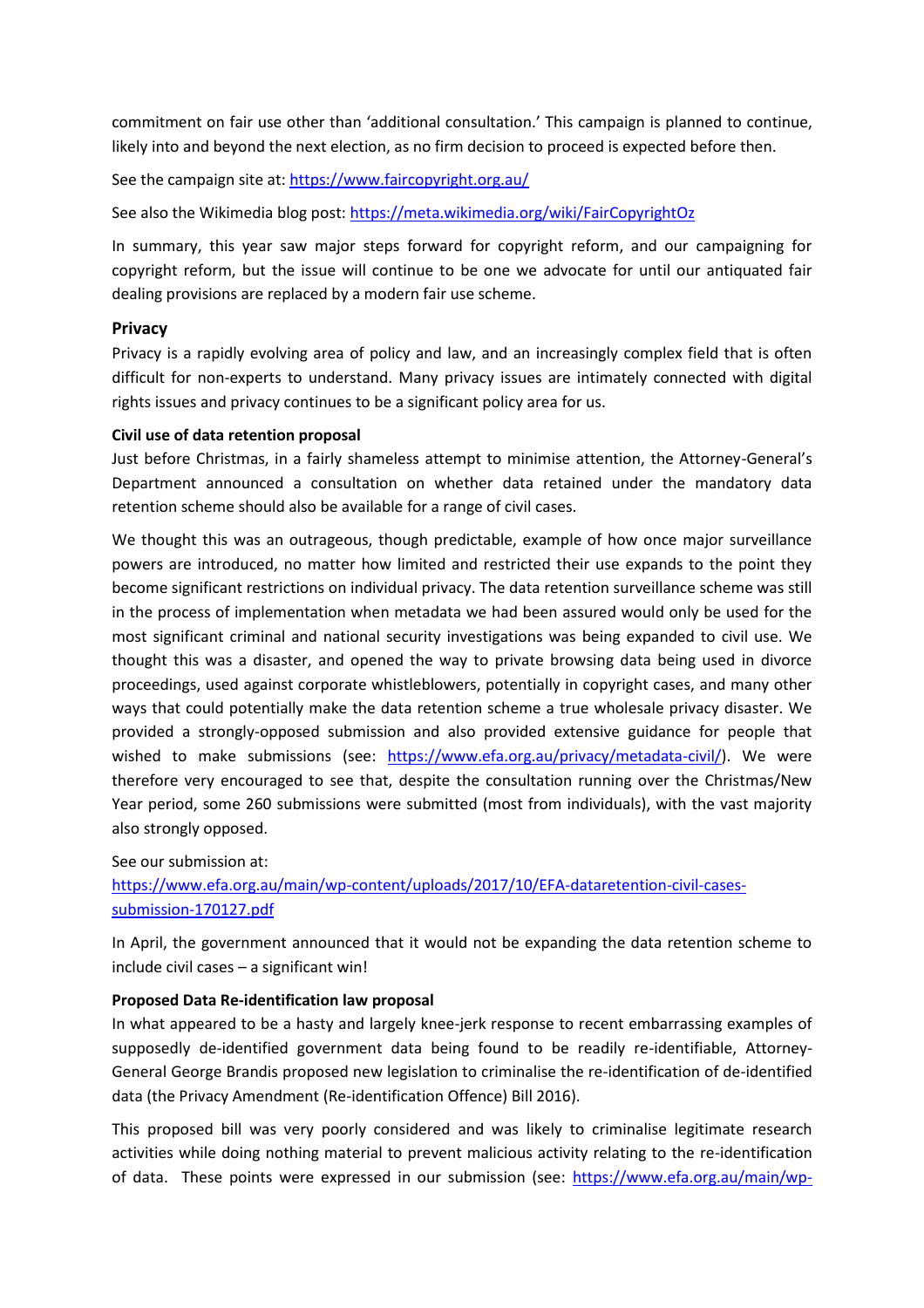commitment on fair use other than 'additional consultation.' This campaign is planned to continue, likely into and beyond the next election, as no firm decision to proceed is expected before then.

See the campaign site at: https://www.faircopyright.org.au/

See also the Wikimedia blog post: https://meta.wikimedia.org/wiki/FairCopyrightOz

In summary, this year saw major steps forward for copyright reform, and our campaigning for copyright reform, but the issue will continue to be one we advocate for until our antiquated fair dealing provisions are replaced by a modern fair use scheme.

## Privacy

Privacy is a rapidly evolving area of policy and law, and an increasingly complex field that is often difficult for non-experts to understand. Many privacy issues are intimately connected with digital rights issues and privacy continues to be a significant policy area for us.

### Civil use of data retention proposal

Just before Christmas, in a fairly shameless attempt to minimise attention, the Attorney-General's Department announced a consultation on whether data retained under the mandatory data retention scheme should also be available for a range of civil cases.

We thought this was an outrageous, though predictable, example of how once major surveillance powers are introduced, no matter how limited and restricted their use expands to the point they become significant restrictions on individual privacy. The data retention surveillance scheme was still in the process of implementation when metadata we had been assured would only be used for the most significant criminal and national security investigations was being expanded to civil use. We thought this was a disaster, and opened the way to private browsing data being used in divorce proceedings, used against corporate whistleblowers, potentially in copyright cases, and many other ways that could potentially make the data retention scheme a true wholesale privacy disaster. We provided a strongly-opposed submission and also provided extensive guidance for people that wished to make submissions (see: https://www.efa.org.au/privacy/metadata-civil/). We were therefore very encouraged to see that, despite the consultation running over the Christmas/New Year period, some 260 submissions were submitted (most from individuals), with the vast majority also strongly opposed.

See our submission at: https://www.efa.org.au/main/wp-content/uploads/2017/10/EFA-dataretention-civil-cases-submission-170127.pdf

In April, the government announced that it would not be expanding the data retention scheme to include civil cases – a significant win!

### Proposed Data Re-identification law proposal

In what appeared to be a hasty and largely knee-jerk response to recent embarrassing examples of supposedly de-identified government data being found to be readily re-identifiable, Attorney-General George Brandis proposed new legislation to criminalise the re-identification of de-identified data (the Privacy Amendment (Re-identification Offence) Bill 2016).

This proposed bill was very poorly considered and was likely to criminalise legitimate research activities while doing nothing material to prevent malicious activity relating to the re-identification of data. These points were expressed in our submission (see: https://www.efa.org.au/main/wp-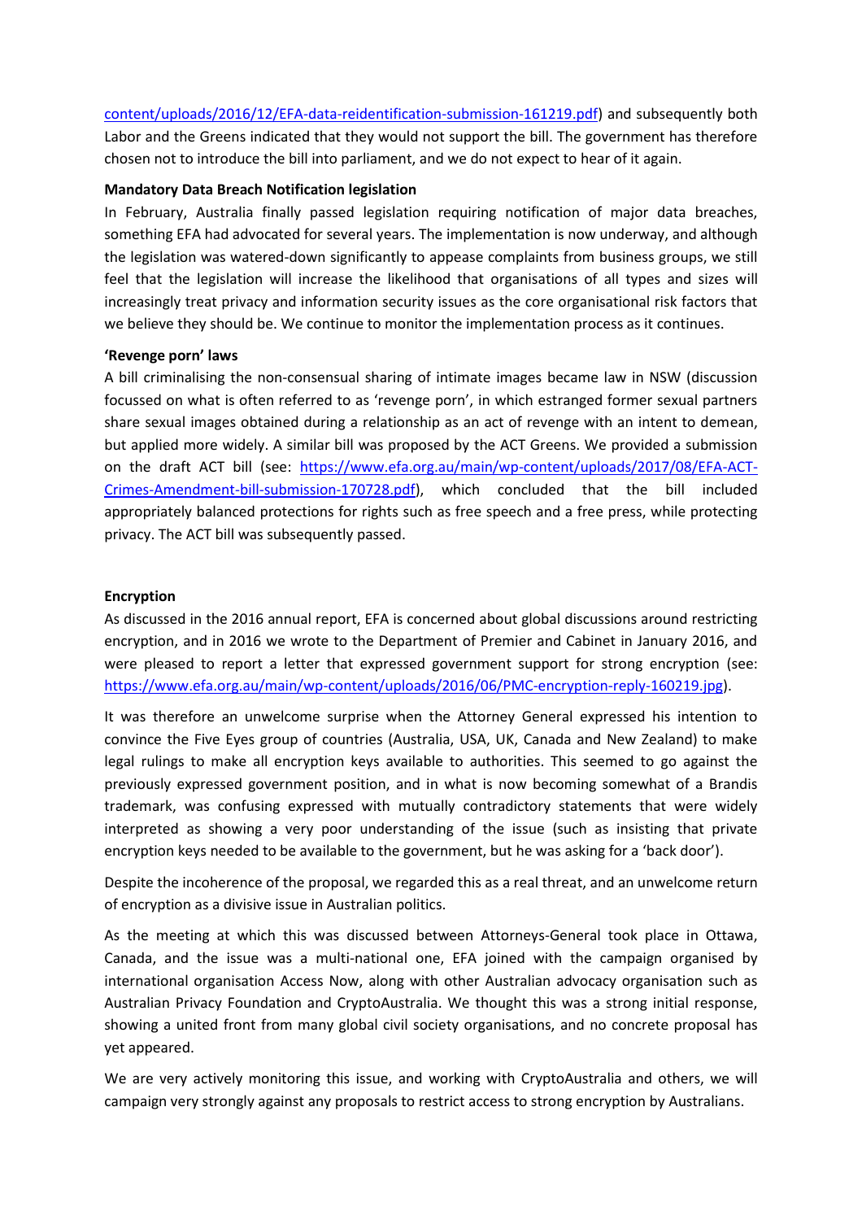content/uploads/2016/12/EFA-data-reidentification-submission-161219.pdf) and subsequently both Labor and the Greens indicated that they would not support the bill. The government has therefore chosen not to introduce the bill into parliament, and we do not expect to hear of it again.

**Mandatory Data Breach Notification legislation**

In February, Australia finally passed legislation requiring notification of major data breaches, something EFA had advocated for several years. The implementation is now underway, and although the legislation was watered-down significantly to appease complaints from business groups, we still feel that the legislation will increase the likelihood that organisations of all types and sizes will increasingly treat privacy and information security issues as the core organisational risk factors that we believe they should be. We continue to monitor the implementation process as it continues.

**'Revenge porn' laws**

A bill criminalising the non-consensual sharing of intimate images became law in NSW (discussion focussed on what is often referred to as 'revenge porn', in which estranged former sexual partners share sexual images obtained during a relationship as an act of revenge with an intent to demean, but applied more widely. A similar bill was proposed by the ACT Greens. We provided a submission on the draft ACT bill (see: https://www.efa.org.au/main/wp-content/uploads/2017/08/EFA-ACT-Crimes-Amendment-bill-submission-170728.pdf), which concluded that the bill included appropriately balanced protections for rights such as free speech and a free press, while protecting privacy. The ACT bill was subsequently passed.

**Encryption**

As discussed in the 2016 annual report, EFA is concerned about global discussions around restricting encryption, and in 2016 we wrote to the Department of Premier and Cabinet in January 2016, and were pleased to report a letter that expressed government support for strong encryption (see: https://www.efa.org.au/main/wp-content/uploads/2016/06/PMC-encryption-reply-160219.jpg).

It was therefore an unwelcome surprise when the Attorney General expressed his intention to convince the Five Eyes group of countries (Australia, USA, UK, Canada and New Zealand) to make legal rulings to make all encryption keys available to authorities. This seemed to go against the previously expressed government position, and in what is now becoming somewhat of a Brandis trademark, was confusing expressed with mutually contradictory statements that were widely interpreted as showing a very poor understanding of the issue (such as insisting that private encryption keys needed to be available to the government, but he was asking for a 'back door').

Despite the incoherence of the proposal, we regarded this as a real threat, and an unwelcome return of encryption as a divisive issue in Australian politics.

As the meeting at which this was discussed between Attorneys-General took place in Ottawa, Canada, and the issue was a multi-national one, EFA joined with the campaign organised by international organisation Access Now, along with other Australian advocacy organisation such as Australian Privacy Foundation and CryptoAustralia. We thought this was a strong initial response, showing a united front from many global civil society organisations, and no concrete proposal has yet appeared.

We are very actively monitoring this issue, and working with CryptoAustralia and others, we will campaign very strongly against any proposals to restrict access to strong encryption by Australians.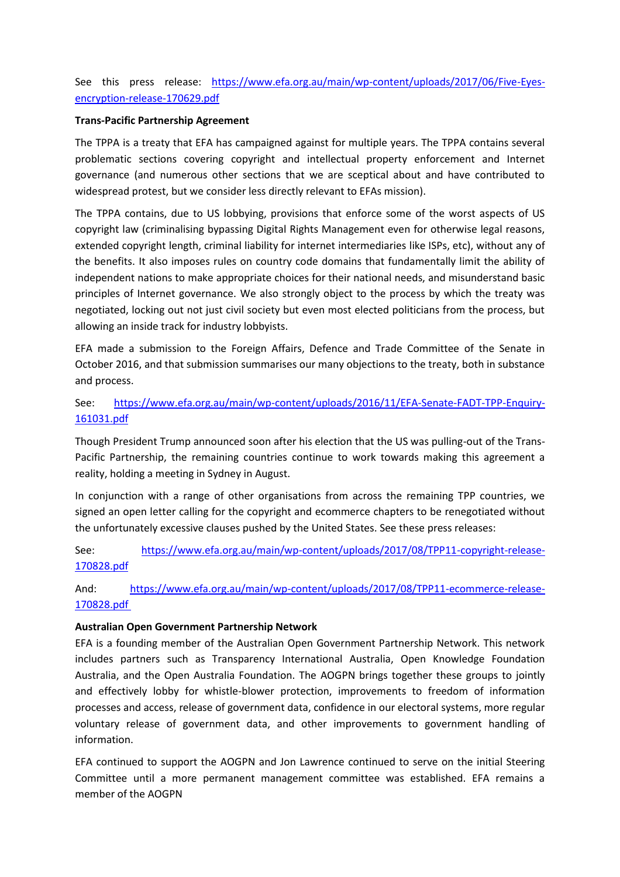See this press release: https://www.efa.org.au/main/wp-content/uploads/2017/06/Five-Eyes-encryption-release-170629.pdf

**Trans-Pacific Partnership Agreement**

The TPPA is a treaty that EFA has campaigned against for multiple years. The TPPA contains several problematic sections covering copyright and intellectual property enforcement and Internet governance (and numerous other sections that we are sceptical about and have contributed to widespread protest, but we consider less directly relevant to EFAs mission).

The TPPA contains, due to US lobbying, provisions that enforce some of the worst aspects of US copyright law (criminalising bypassing Digital Rights Management even for otherwise legal reasons, extended copyright length, criminal liability for internet intermediaries like ISPs, etc), without any of the benefits. It also imposes rules on country code domains that fundamentally limit the ability of independent nations to make appropriate choices for their national needs, and misunderstand basic principles of Internet governance. We also strongly object to the process by which the treaty was negotiated, locking out not just civil society but even most elected politicians from the process, but allowing an inside track for industry lobbyists.

EFA made a submission to the Foreign Affairs, Defence and Trade Committee of the Senate in October 2016, and that submission summarises our many objections to the treaty, both in substance and process.

See: https://www.efa.org.au/main/wp-content/uploads/2016/11/EFA-Senate-FADT-TPP-Enquiry-161031.pdf

Though President Trump announced soon after his election that the US was pulling-out of the Trans-Pacific Partnership, the remaining countries continue to work towards making this agreement a reality, holding a meeting in Sydney in August.

In conjunction with a range of other organisations from across the remaining TPP countries, we signed an open letter calling for the copyright and ecommerce chapters to be renegotiated without the unfortunately excessive clauses pushed by the United States. See these press releases:

See: https://www.efa.org.au/main/wp-content/uploads/2017/08/TPP11-copyright-release-170828.pdf

And: https://www.efa.org.au/main/wp-content/uploads/2017/08/TPP11-ecommerce-release-170828.pdf

**Australian Open Government Partnership Network**

EFA is a founding member of the Australian Open Government Partnership Network. This network includes partners such as Transparency International Australia, Open Knowledge Foundation Australia, and the Open Australia Foundation. The AOGPN brings together these groups to jointly and effectively lobby for whistle-blower protection, improvements to freedom of information processes and access, release of government data, confidence in our electoral systems, more regular voluntary release of government data, and other improvements to government handling of information.

EFA continued to support the AOGPN and Jon Lawrence continued to serve on the initial Steering Committee until a more permanent management committee was established. EFA remains a member of the AOGPN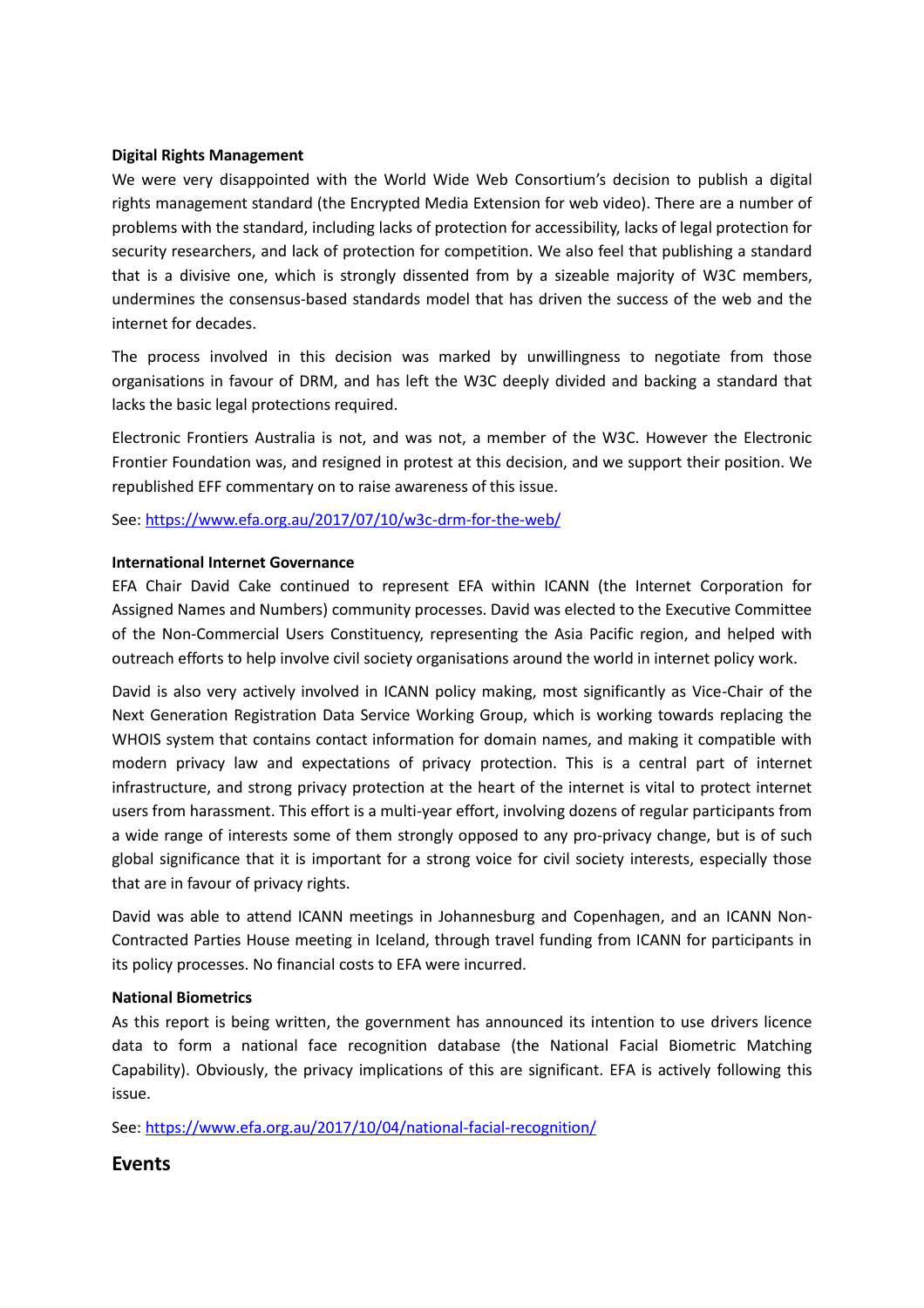**Digital Rights Management**

We were very disappointed with the World Wide Web Consortium's decision to publish a digital rights management standard (the Encrypted Media Extension for web video). There are a number of problems with the standard, including lacks of protection for accessibility, lacks of legal protection for security researchers, and lack of protection for competition. We also feel that publishing a standard that is a divisive one, which is strongly dissented from by a sizeable majority of W3C members, undermines the consensus-based standards model that has driven the success of the web and the internet for decades.

The process involved in this decision was marked by unwillingness to negotiate from those organisations in favour of DRM, and has left the W3C deeply divided and backing a standard that lacks the basic legal protections required.

Electronic Frontiers Australia is not, and was not, a member of the W3C. However the Electronic Frontier Foundation was, and resigned in protest at this decision, and we support their position. We republished EFF commentary on to raise awareness of this issue.

See: https://www.efa.org.au/2017/07/10/w3c-drm-for-the-web/

**International Internet Governance**

EFA Chair David Cake continued to represent EFA within ICANN (the Internet Corporation for Assigned Names and Numbers) community processes. David was elected to the Executive Committee of the Non-Commercial Users Constituency, representing the Asia Pacific region, and helped with outreach efforts to help involve civil society organisations around the world in internet policy work.

David is also very actively involved in ICANN policy making, most significantly as Vice-Chair of the Next Generation Registration Data Service Working Group, which is working towards replacing the WHOIS system that contains contact information for domain names, and making it compatible with modern privacy law and expectations of privacy protection. This is a central part of internet infrastructure, and strong privacy protection at the heart of the internet is vital to protect internet users from harassment. This effort is a multi-year effort, involving dozens of regular participants from a wide range of interests some of them strongly opposed to any pro-privacy change, but is of such global significance that it is important for a strong voice for civil society interests, especially those that are in favour of privacy rights.

David was able to attend ICANN meetings in Johannesburg and Copenhagen, and an ICANN Non-Contracted Parties House meeting in Iceland, through travel funding from ICANN for participants in its policy processes. No financial costs to EFA were incurred.

**National Biometrics**

As this report is being written, the government has announced its intention to use drivers licence data to form a national face recognition database (the National Facial Biometric Matching Capability). Obviously, the privacy implications of this are significant. EFA is actively following this issue.

See: https://www.efa.org.au/2017/10/04/national-facial-recognition/

## Events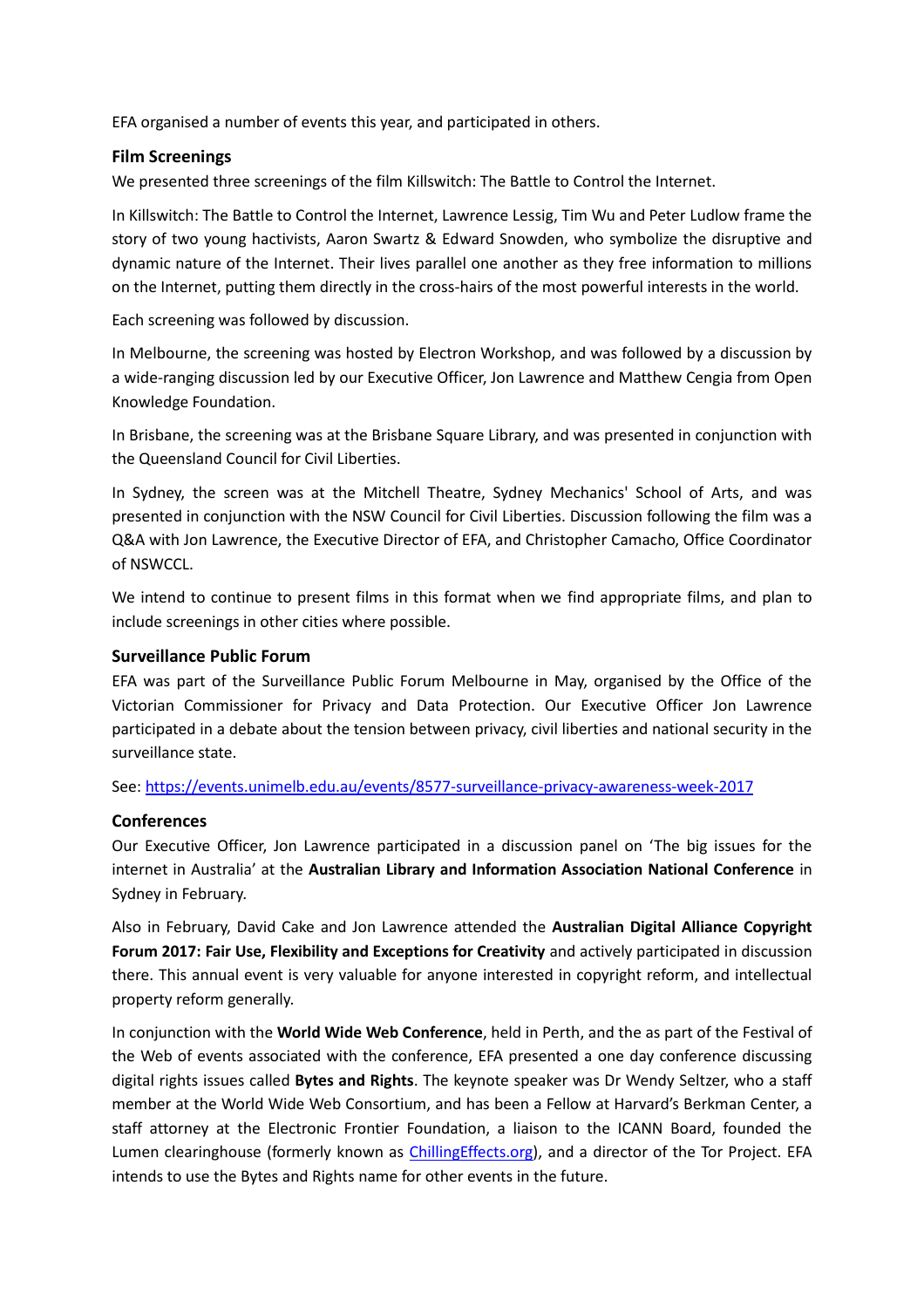EFA organised a number of events this year, and participated in others.

### Film Screenings

We presented three screenings of the film Killswitch: The Battle to Control the Internet.

In Killswitch: The Battle to Control the Internet, Lawrence Lessig, Tim Wu and Peter Ludlow frame the story of two young hactivists, Aaron Swartz & Edward Snowden, who symbolize the disruptive and dynamic nature of the Internet. Their lives parallel one another as they free information to millions on the Internet, putting them directly in the cross-hairs of the most powerful interests in the world.

Each screening was followed by discussion.

In Melbourne, the screening was hosted by Electron Workshop, and was followed by a discussion by a wide-ranging discussion led by our Executive Officer, Jon Lawrence and Matthew Cengia from Open Knowledge Foundation.

In Brisbane, the screening was at the Brisbane Square Library, and was presented in conjunction with the Queensland Council for Civil Liberties.

In Sydney, the screen was at the Mitchell Theatre, Sydney Mechanics' School of Arts, and was presented in conjunction with the NSW Council for Civil Liberties. Discussion following the film was a Q&A with Jon Lawrence, the Executive Director of EFA, and Christopher Camacho, Office Coordinator of NSWCCL.

We intend to continue to present films in this format when we find appropriate films, and plan to include screenings in other cities where possible.

### Surveillance Public Forum

EFA was part of the Surveillance Public Forum Melbourne in May, organised by the Office of the Victorian Commissioner for Privacy and Data Protection. Our Executive Officer Jon Lawrence participated in a debate about the tension between privacy, civil liberties and national security in the surveillance state.

See: [https://events.unimelb.edu.au/events/8577-surveillance-privacy-awareness-week-2017](https://events.unimelb.edu.au/events/8577-surveillance-privacy-awareness-week-2017)

### Conferences

Our Executive Officer, Jon Lawrence participated in a discussion panel on 'The big issues for the internet in Australia' at the **Australian Library and Information Association National Conference** in Sydney in February.

Also in February, David Cake and Jon Lawrence attended the **Australian Digital Alliance Copyright Forum 2017: Fair Use, Flexibility and Exceptions for Creativity** and actively participated in discussion there. This annual event is very valuable for anyone interested in copyright reform, and intellectual property reform generally.

In conjunction with the **World Wide Web Conference**, held in Perth, and the as part of the Festival of the Web of events associated with the conference, EFA presented a one day conference discussing digital rights issues called **Bytes and Rights**. The keynote speaker was Dr Wendy Seltzer, who a staff member at the World Wide Web Consortium, and has been a Fellow at Harvard's Berkman Center, a staff attorney at the Electronic Frontier Foundation, a liaison to the ICANN Board, founded the Lumen clearinghouse (formerly known as [ChillingEffects.org](http://ChillingEffects.org)), and a director of the Tor Project. EFA intends to use the Bytes and Rights name for other events in the future.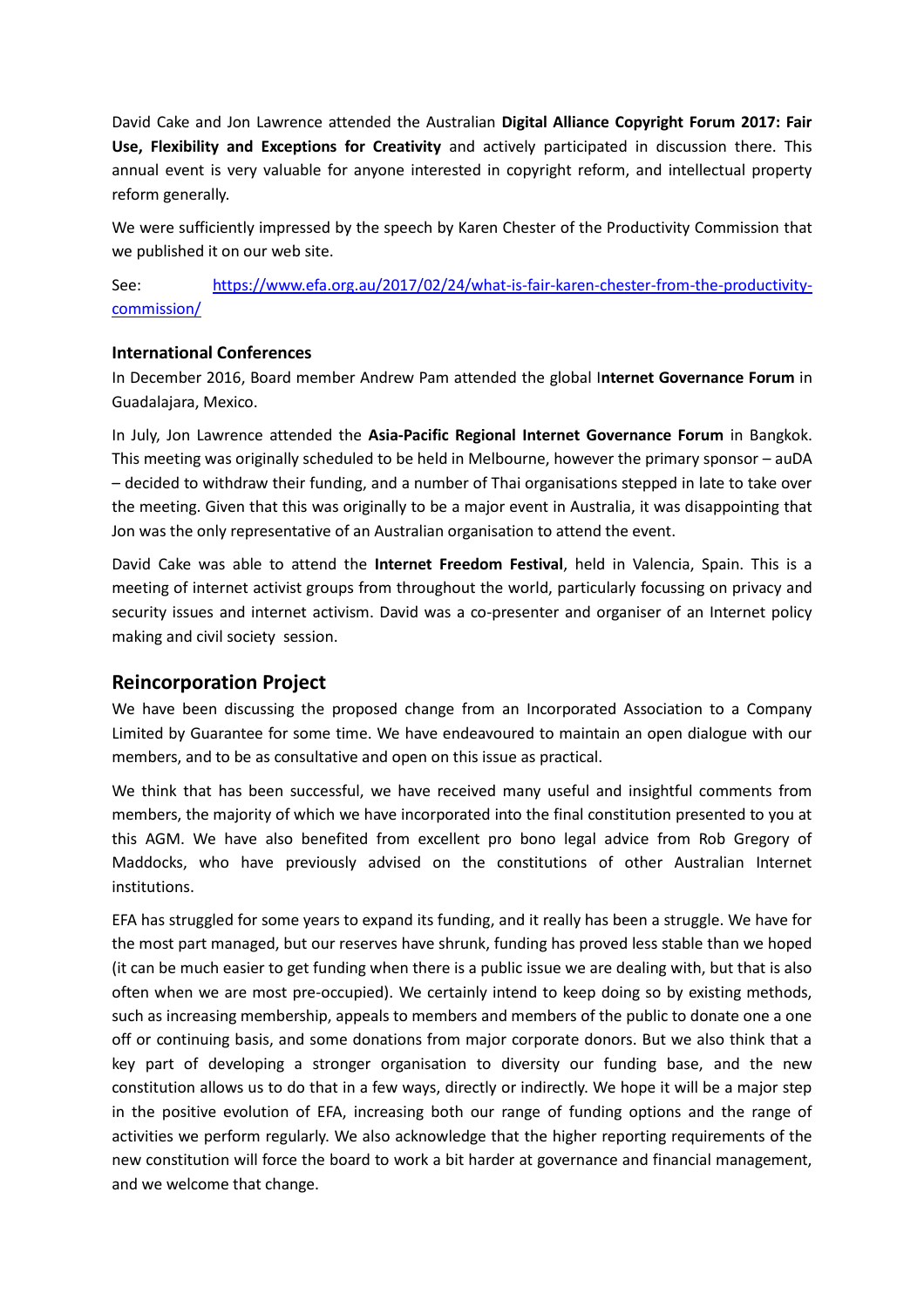David Cake and Jon Lawrence attended the Australian **Digital Alliance Copyright Forum 2017: Fair Use, Flexibility and Exceptions for Creativity** and actively participated in discussion there. This annual event is very valuable for anyone interested in copyright reform, and intellectual property reform generally.

We were sufficiently impressed by the speech by Karen Chester of the Productivity Commission that we published it on our web site.

See: https://www.efa.org.au/2017/02/24/what-is-fair-karen-chester-from-the-productivity-commission/

### International Conferences

In December 2016, Board member Andrew Pam attended the global I**nternet Governance Forum** in Guadalajara, Mexico.

In July, Jon Lawrence attended the **Asia-Pacific Regional Internet Governance Forum** in Bangkok. This meeting was originally scheduled to be held in Melbourne, however the primary sponsor – auDA – decided to withdraw their funding, and a number of Thai organisations stepped in late to take over the meeting. Given that this was originally to be a major event in Australia, it was disappointing that Jon was the only representative of an Australian organisation to attend the event.

David Cake was able to attend the **Internet Freedom Festival**, held in Valencia, Spain. This is a meeting of internet activist groups from throughout the world, particularly focussing on privacy and security issues and internet activism. David was a co-presenter and organiser of an Internet policy making and civil society session.

## Reincorporation Project

We have been discussing the proposed change from an Incorporated Association to a Company Limited by Guarantee for some time. We have endeavoured to maintain an open dialogue with our members, and to be as consultative and open on this issue as practical.

We think that has been successful, we have received many useful and insightful comments from members, the majority of which we have incorporated into the final constitution presented to you at this AGM. We have also benefited from excellent pro bono legal advice from Rob Gregory of Maddocks, who have previously advised on the constitutions of other Australian Internet institutions.

EFA has struggled for some years to expand its funding, and it really has been a struggle. We have for the most part managed, but our reserves have shrunk, funding has proved less stable than we hoped (it can be much easier to get funding when there is a public issue we are dealing with, but that is also often when we are most pre-occupied). We certainly intend to keep doing so by existing methods, such as increasing membership, appeals to members and members of the public to donate one a one off or continuing basis, and some donations from major corporate donors. But we also think that a key part of developing a stronger organisation to diversity our funding base, and the new constitution allows us to do that in a few ways, directly or indirectly. We hope it will be a major step in the positive evolution of EFA, increasing both our range of funding options and the range of activities we perform regularly. We also acknowledge that the higher reporting requirements of the new constitution will force the board to work a bit harder at governance and financial management, and we welcome that change.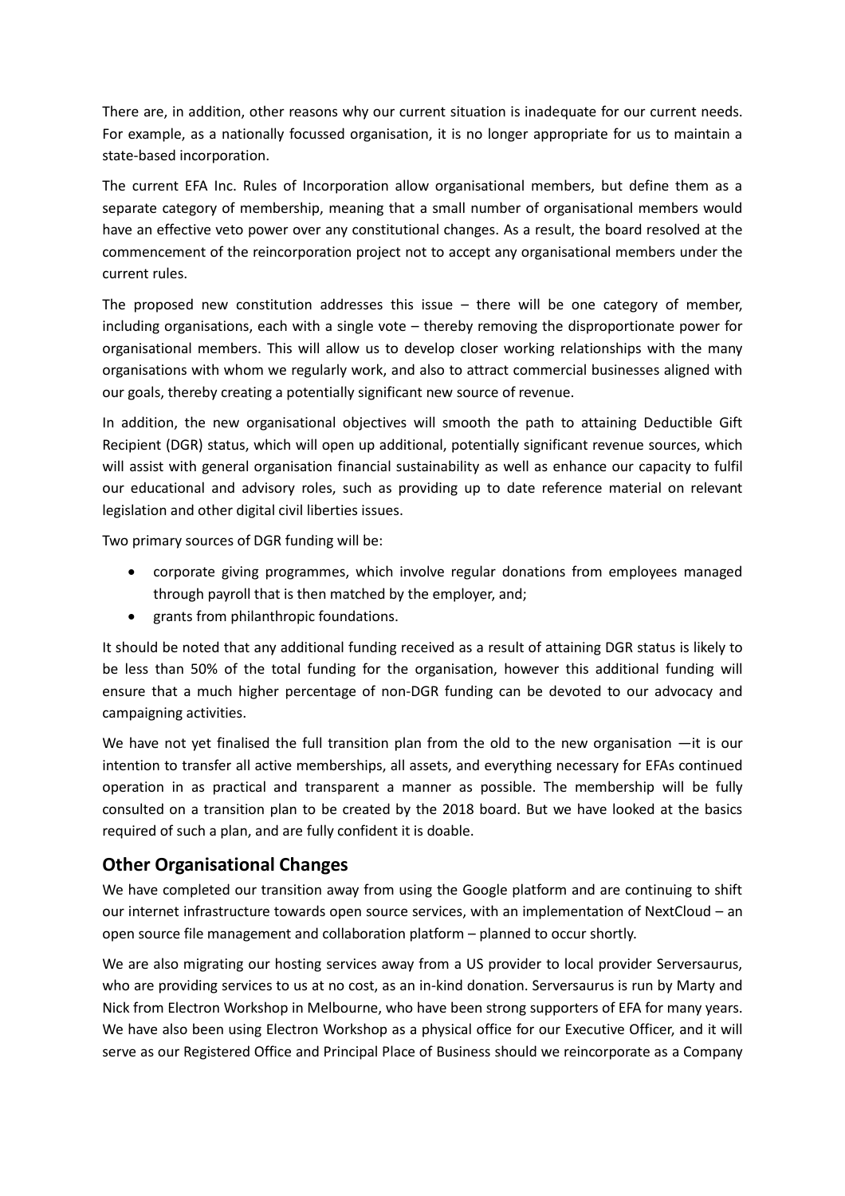There are, in addition, other reasons why our current situation is inadequate for our current needs. For example, as a nationally focussed organisation, it is no longer appropriate for us to maintain a state-based incorporation.

The current EFA Inc. Rules of Incorporation allow organisational members, but define them as a separate category of membership, meaning that a small number of organisational members would have an effective veto power over any constitutional changes. As a result, the board resolved at the commencement of the reincorporation project not to accept any organisational members under the current rules.

The proposed new constitution addresses this issue – there will be one category of member, including organisations, each with a single vote – thereby removing the disproportionate power for organisational members. This will allow us to develop closer working relationships with the many organisations with whom we regularly work, and also to attract commercial businesses aligned with our goals, thereby creating a potentially significant new source of revenue.

In addition, the new organisational objectives will smooth the path to attaining Deductible Gift Recipient (DGR) status, which will open up additional, potentially significant revenue sources, which will assist with general organisation financial sustainability as well as enhance our capacity to fulfil our educational and advisory roles, such as providing up to date reference material on relevant legislation and other digital civil liberties issues.

Two primary sources of DGR funding will be:

- corporate giving programmes, which involve regular donations from employees managed through payroll that is then matched by the employer, and;
- grants from philanthropic foundations.

It should be noted that any additional funding received as a result of attaining DGR status is likely to be less than 50% of the total funding for the organisation, however this additional funding will ensure that a much higher percentage of non-DGR funding can be devoted to our advocacy and campaigning activities.

We have not yet finalised the full transition plan from the old to the new organisation —it is our intention to transfer all active memberships, all assets, and everything necessary for EFAs continued operation in as practical and transparent a manner as possible. The membership will be fully consulted on a transition plan to be created by the 2018 board. But we have looked at the basics required of such a plan, and are fully confident it is doable.

## Other Organisational Changes

We have completed our transition away from using the Google platform and are continuing to shift our internet infrastructure towards open source services, with an implementation of NextCloud – an open source file management and collaboration platform – planned to occur shortly.

We are also migrating our hosting services away from a US provider to local provider Serversaurus, who are providing services to us at no cost, as an in-kind donation. Serversaurus is run by Marty and Nick from Electron Workshop in Melbourne, who have been strong supporters of EFA for many years. We have also been using Electron Workshop as a physical office for our Executive Officer, and it will serve as our Registered Office and Principal Place of Business should we reincorporate as a Company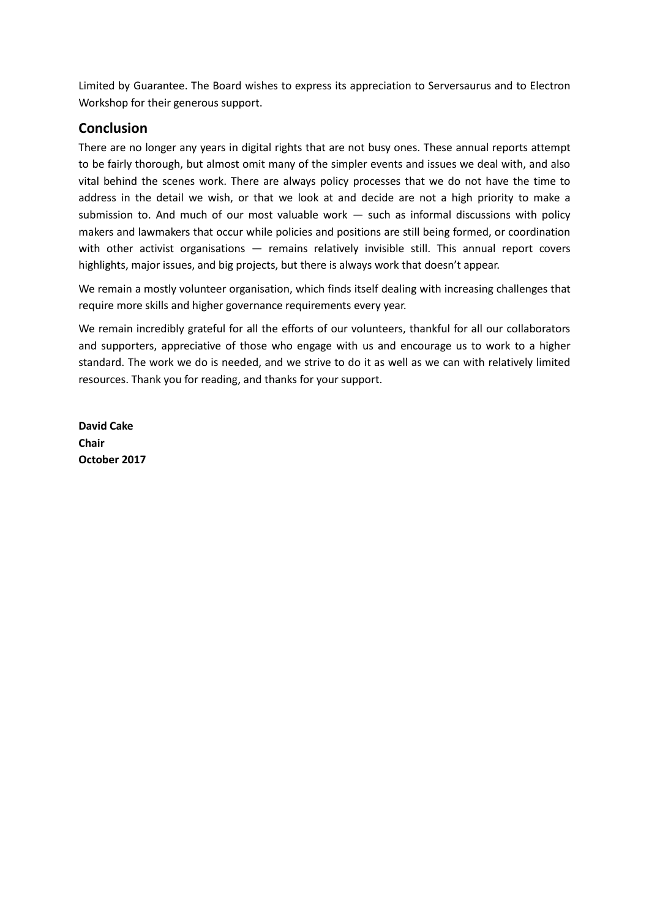Limited by Guarantee. The Board wishes to express its appreciation to Serversaurus and to Electron Workshop for their generous support.

## Conclusion

There are no longer any years in digital rights that are not busy ones. These annual reports attempt to be fairly thorough, but almost omit many of the simpler events and issues we deal with, and also vital behind the scenes work. There are always policy processes that we do not have the time to address in the detail we wish, or that we look at and decide are not a high priority to make a submission to. And much of our most valuable work — such as informal discussions with policy makers and lawmakers that occur while policies and positions are still being formed, or coordination with other activist organisations — remains relatively invisible still. This annual report covers highlights, major issues, and big projects, but there is always work that doesn't appear.

We remain a mostly volunteer organisation, which finds itself dealing with increasing challenges that require more skills and higher governance requirements every year.

We remain incredibly grateful for all the efforts of our volunteers, thankful for all our collaborators and supporters, appreciative of those who engage with us and encourage us to work to a higher standard. The work we do is needed, and we strive to do it as well as we can with relatively limited resources. Thank you for reading, and thanks for your support.

**David Cake**
**Chair**
**October 2017**